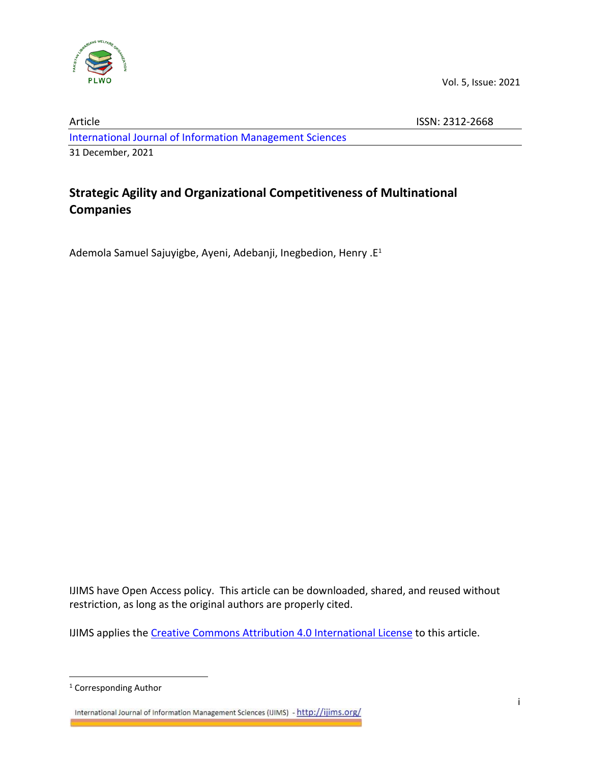Vol. 5, Issue: 2021

Article ISSN: 2312-2668

International Journal of Information Management Sciences

31 December, 2021

# Strategic Agility and Organizational Competitiveness of Multinational Companies

Ademola Samuel Sajuyigbe, Ayeni, Adebanji, Inegbedion, Henry .E[1]

IJIMS have Open Access policy. This article can be downloaded, shared, and reused without restriction, as long as the original authors are properly cited.

IJIMS applies the Creative Commons Attribution 4.0 International License to this article.

[1] Corresponding Author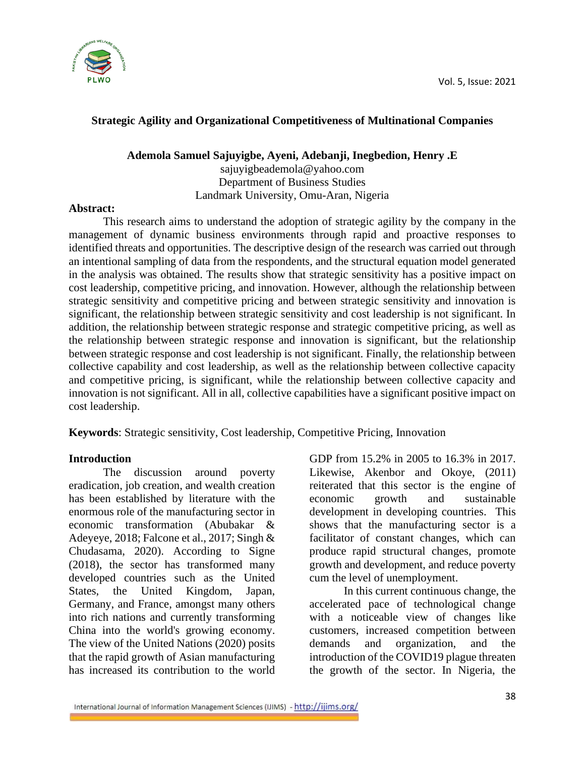**Strategic Agility and Organizational Competitiveness of Multinational Companies**

**Ademola Samuel Sajuyigbe, Ayeni, Adebanji, Inegbedion, Henry .E**
sajuyigbeademola@yahoo.com
Department of Business Studies
Landmark University, Omu-Aran, Nigeria

**Abstract:**

This research aims to understand the adoption of strategic agility by the company in the management of dynamic business environments through rapid and proactive responses to identified threats and opportunities. The descriptive design of the research was carried out through an intentional sampling of data from the respondents, and the structural equation model generated in the analysis was obtained. The results show that strategic sensitivity has a positive impact on cost leadership, competitive pricing, and innovation. However, although the relationship between strategic sensitivity and competitive pricing and between strategic sensitivity and innovation is significant, the relationship between strategic sensitivity and cost leadership is not significant. In addition, the relationship between strategic response and strategic competitive pricing, as well as the relationship between strategic response and innovation is significant, but the relationship between strategic response and cost leadership is not significant. Finally, the relationship between collective capability and cost leadership, as well as the relationship between collective capacity and competitive pricing, is significant, while the relationship between collective capacity and innovation is not significant. All in all, collective capabilities have a significant positive impact on cost leadership.

**Keywords**: Strategic sensitivity, Cost leadership, Competitive Pricing, Innovation

## Introduction

The discussion around poverty eradication, job creation, and wealth creation has been established by literature with the enormous role of the manufacturing sector in economic transformation (Abubakar & Adeyeye, 2018; Falcone et al., 2017; Singh & Chudasama, 2020). According to Signe (2018), the sector has transformed many developed countries such as the United States, the United Kingdom, Japan, Germany, and France, amongst many others into rich nations and currently transforming China into the world's growing economy. The view of the United Nations (2020) posits that the rapid growth of Asian manufacturing has increased its contribution to the world GDP from 15.2% in 2005 to 16.3% in 2017. Likewise, Akenbor and Okoye, (2011) reiterated that this sector is the engine of economic growth and sustainable development in developing countries. This shows that the manufacturing sector is a facilitator of constant changes, which can produce rapid structural changes, promote growth and development, and reduce poverty cum the level of unemployment.

In this current continuous change, the accelerated pace of technological change with a noticeable view of changes like customers, increased competition between demands and organization, and the introduction of the COVID19 plague threaten the growth of the sector. In Nigeria, the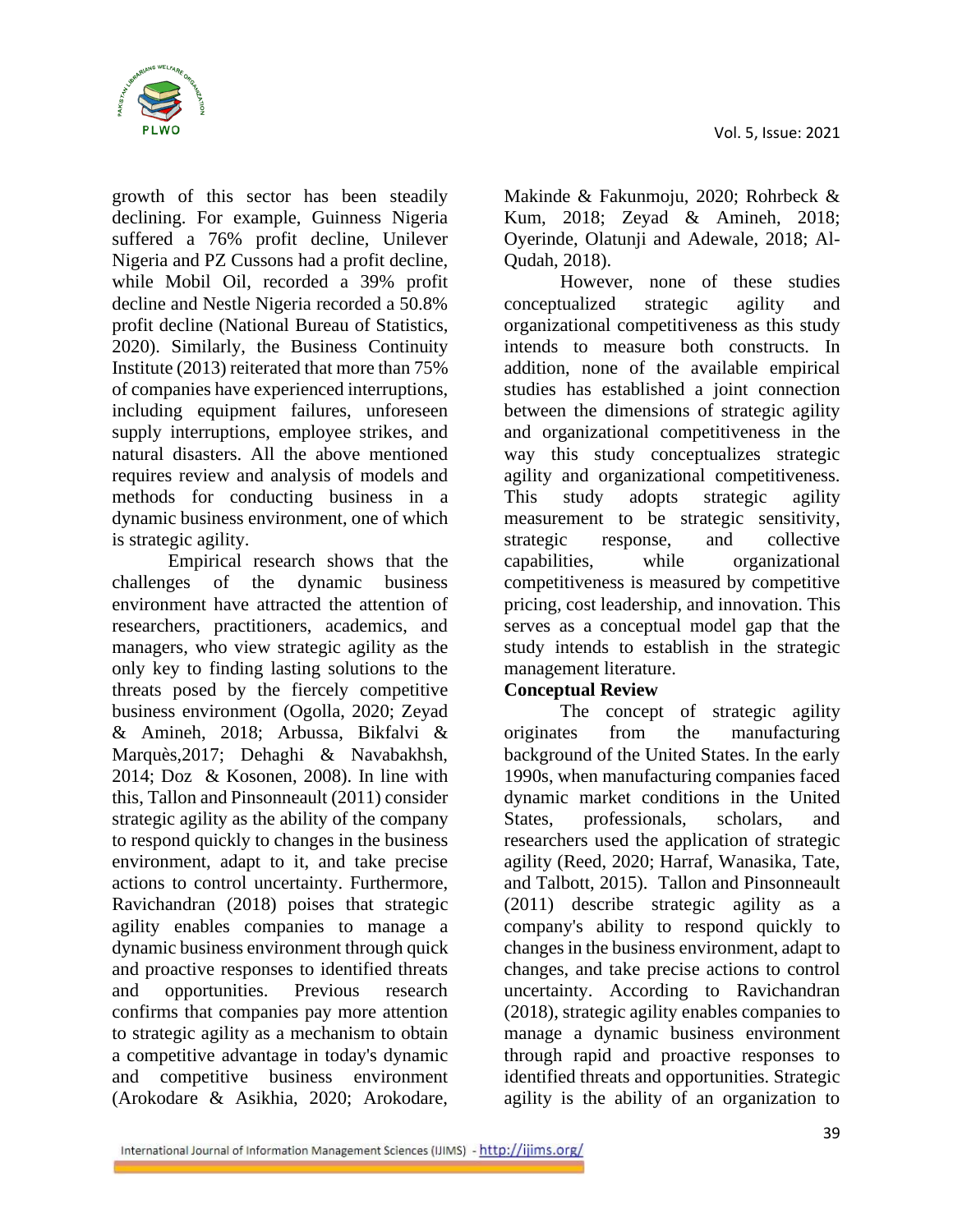growth of this sector has been steadily declining. For example, Guinness Nigeria suffered a 76% profit decline, Unilever Nigeria and PZ Cussons had a profit decline, while Mobil Oil, recorded a 39% profit decline and Nestle Nigeria recorded a 50.8% profit decline (National Bureau of Statistics, 2020). Similarly, the Business Continuity Institute (2013) reiterated that more than 75% of companies have experienced interruptions, including equipment failures, unforeseen supply interruptions, employee strikes, and natural disasters. All the above mentioned requires review and analysis of models and methods for conducting business in a dynamic business environment, one of which is strategic agility.

Empirical research shows that the challenges of the dynamic business environment have attracted the attention of researchers, practitioners, academics, and managers, who view strategic agility as the only key to finding lasting solutions to the threats posed by the fiercely competitive business environment (Ogolla, 2020; Zeyad & Amineh, 2018; Arbussa, Bikfalvi & Marquès,2017; Dehaghi & Navabakhsh, 2014; Doz & Kosonen, 2008). In line with this, Tallon and Pinsonneault (2011) consider strategic agility as the ability of the company to respond quickly to changes in the business environment, adapt to it, and take precise actions to control uncertainty. Furthermore, Ravichandran (2018) poises that strategic agility enables companies to manage a dynamic business environment through quick and proactive responses to identified threats and opportunities. Previous research confirms that companies pay more attention to strategic agility as a mechanism to obtain a competitive advantage in today's dynamic and competitive business environment (Arokodare & Asikhia, 2020; Arokodare, Makinde & Fakunmoju, 2020; Rohrbeck & Kum, 2018; Zeyad & Amineh, 2018; Oyerinde, Olatunji and Adewale, 2018; Al-Qudah, 2018).

However, none of these studies conceptualized strategic agility and organizational competitiveness as this study intends to measure both constructs. In addition, none of the available empirical studies has established a joint connection between the dimensions of strategic agility and organizational competitiveness in the way this study conceptualizes strategic agility and organizational competitiveness. This study adopts strategic agility measurement to be strategic sensitivity, strategic response, and collective capabilities, while organizational competitiveness is measured by competitive pricing, cost leadership, and innovation. This serves as a conceptual model gap that the study intends to establish in the strategic management literature.

**Conceptual Review**

The concept of strategic agility originates from the manufacturing background of the United States. In the early 1990s, when manufacturing companies faced dynamic market conditions in the United States, professionals, scholars, and researchers used the application of strategic agility (Reed, 2020; Harraf, Wanasika, Tate, and Talbott, 2015). Tallon and Pinsonneault (2011) describe strategic agility as a company's ability to respond quickly to changes in the business environment, adapt to changes, and take precise actions to control uncertainty. According to Ravichandran (2018), strategic agility enables companies to manage a dynamic business environment through rapid and proactive responses to identified threats and opportunities. Strategic agility is the ability of an organization to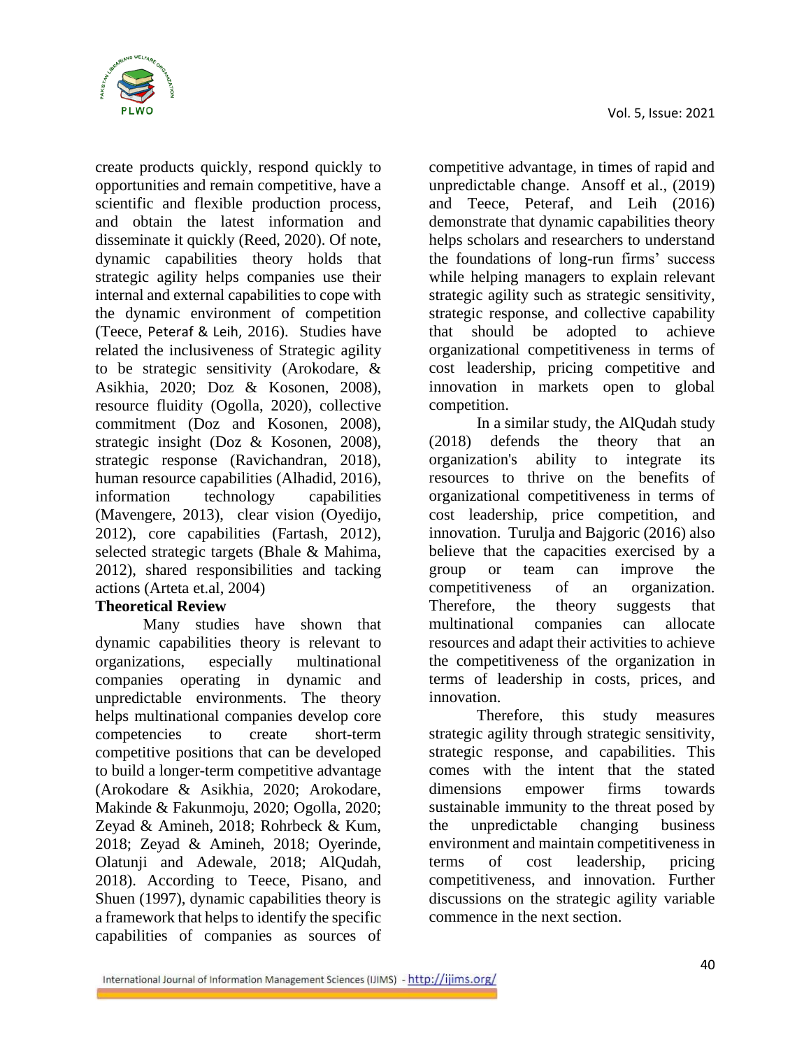create products quickly, respond quickly to opportunities and remain competitive, have a scientific and flexible production process, and obtain the latest information and disseminate it quickly (Reed, 2020). Of note, dynamic capabilities theory holds that strategic agility helps companies use their internal and external capabilities to cope with the dynamic environment of competition (Teece, Peteraf & Leih, 2016). Studies have related the inclusiveness of Strategic agility to be strategic sensitivity (Arokodare, & Asikhia, 2020; Doz & Kosonen, 2008), resource fluidity (Ogolla, 2020), collective commitment (Doz and Kosonen, 2008), strategic insight (Doz & Kosonen, 2008), strategic response (Ravichandran, 2018), human resource capabilities (Alhadid, 2016), information technology capabilities (Mavengere, 2013), clear vision (Oyedijo, 2012), core capabilities (Fartash, 2012), selected strategic targets (Bhale & Mahima, 2012), shared responsibilities and tacking actions (Arteta et.al, 2004)

**Theoretical Review**

Many studies have shown that dynamic capabilities theory is relevant to organizations, especially multinational companies operating in dynamic and unpredictable environments. The theory helps multinational companies develop core competencies to create short-term competitive positions that can be developed to build a longer-term competitive advantage (Arokodare & Asikhia, 2020; Arokodare, Makinde & Fakunmoju, 2020; Ogolla, 2020; Zeyad & Amineh, 2018; Rohrbeck & Kum, 2018; Zeyad & Amineh, 2018; Oyerinde, Olatunji and Adewale, 2018; AlQudah, 2018). According to Teece, Pisano, and Shuen (1997), dynamic capabilities theory is a framework that helps to identify the specific capabilities of companies as sources of competitive advantage, in times of rapid and unpredictable change. Ansoff et al., (2019) and Teece, Peteraf, and Leih (2016) demonstrate that dynamic capabilities theory helps scholars and researchers to understand the foundations of long-run firms' success while helping managers to explain relevant strategic agility such as strategic sensitivity, strategic response, and collective capability that should be adopted to achieve organizational competitiveness in terms of cost leadership, pricing competitive and innovation in markets open to global competition.

In a similar study, the AlQudah study (2018) defends the theory that an organization's ability to integrate its resources to thrive on the benefits of organizational competitiveness in terms of cost leadership, price competition, and innovation. Turulja and Bajgoric (2016) also believe that the capacities exercised by a group or team can improve the competitiveness of an organization. Therefore, the theory suggests that multinational companies can allocate resources and adapt their activities to achieve the competitiveness of the organization in terms of leadership in costs, prices, and innovation.

Therefore, this study measures strategic agility through strategic sensitivity, strategic response, and capabilities. This comes with the intent that the stated dimensions empower firms towards sustainable immunity to the threat posed by the unpredictable changing business environment and maintain competitiveness in terms of cost leadership, pricing competitiveness, and innovation. Further discussions on the strategic agility variable commence in the next section.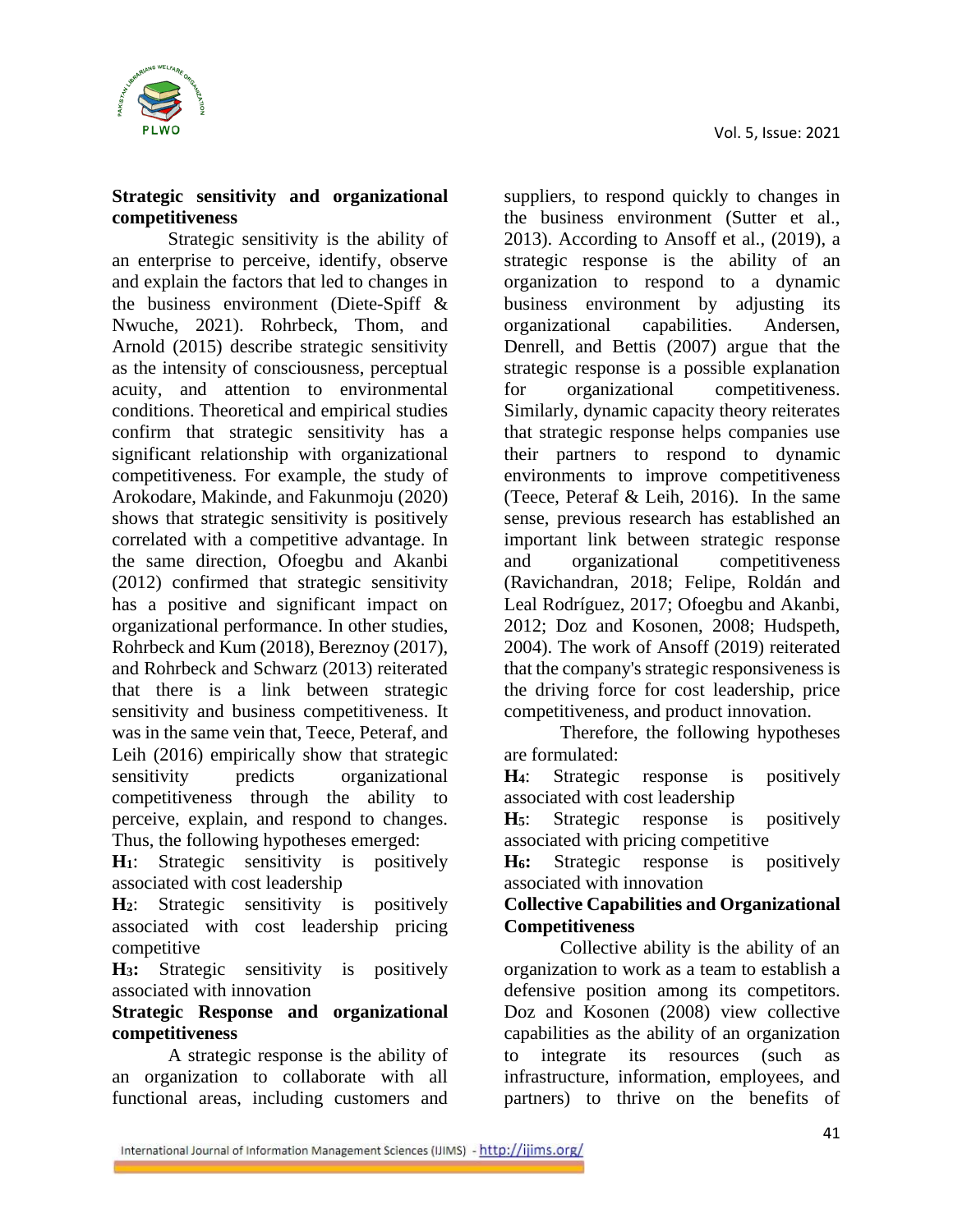**Strategic sensitivity and organizational competitiveness**

Strategic sensitivity is the ability of an enterprise to perceive, identify, observe and explain the factors that led to changes in the business environment (Diete-Spiff & Nwuche, 2021). Rohrbeck, Thom, and Arnold (2015) describe strategic sensitivity as the intensity of consciousness, perceptual acuity, and attention to environmental conditions. Theoretical and empirical studies confirm that strategic sensitivity has a significant relationship with organizational competitiveness. For example, the study of Arokodare, Makinde, and Fakunmoju (2020) shows that strategic sensitivity is positively correlated with a competitive advantage. In the same direction, Ofoegbu and Akanbi (2012) confirmed that strategic sensitivity has a positive and significant impact on organizational performance. In other studies, Rohrbeck and Kum (2018), Bereznoy (2017), and Rohrbeck and Schwarz (2013) reiterated that there is a link between strategic sensitivity and business competitiveness. It was in the same vein that, Teece, Peteraf, and Leih (2016) empirically show that strategic sensitivity predicts organizational competitiveness through the ability to perceive, explain, and respond to changes. Thus, the following hypotheses emerged:

**$H_1$**: Strategic sensitivity is positively associated with cost leadership

**$H_2$**: Strategic sensitivity is positively associated with cost leadership pricing competitive

**$H_3$:** Strategic sensitivity is positively associated with innovation

**Strategic Response and organizational competitiveness**

A strategic response is the ability of an organization to collaborate with all functional areas, including customers and suppliers, to respond quickly to changes in the business environment (Sutter et al., 2013). According to Ansoff et al., (2019), a strategic response is the ability of an organization to respond to a dynamic business environment by adjusting its organizational capabilities. Andersen, Denrell, and Bettis (2007) argue that the strategic response is a possible explanation for organizational competitiveness. Similarly, dynamic capacity theory reiterates that strategic response helps companies use their partners to respond to dynamic environments to improve competitiveness (Teece, Peteraf & Leih, 2016). In the same sense, previous research has established an important link between strategic response and organizational competitiveness (Ravichandran, 2018; Felipe, Roldán and Leal Rodríguez, 2017; Ofoegbu and Akanbi, 2012; Doz and Kosonen, 2008; Hudspeth, 2004). The work of Ansoff (2019) reiterated that the company's strategic responsiveness is the driving force for cost leadership, price competitiveness, and product innovation.

Therefore, the following hypotheses are formulated:

**$H_4$**: Strategic response is positively associated with cost leadership

**$H_5$**: Strategic response is positively associated with pricing competitive

**$H_6$:** Strategic response is positively associated with innovation

**Collective Capabilities and Organizational Competitiveness**

Collective ability is the ability of an organization to work as a team to establish a defensive position among its competitors. Doz and Kosonen (2008) view collective capabilities as the ability of an organization to integrate its resources (such as infrastructure, information, employees, and partners) to thrive on the benefits of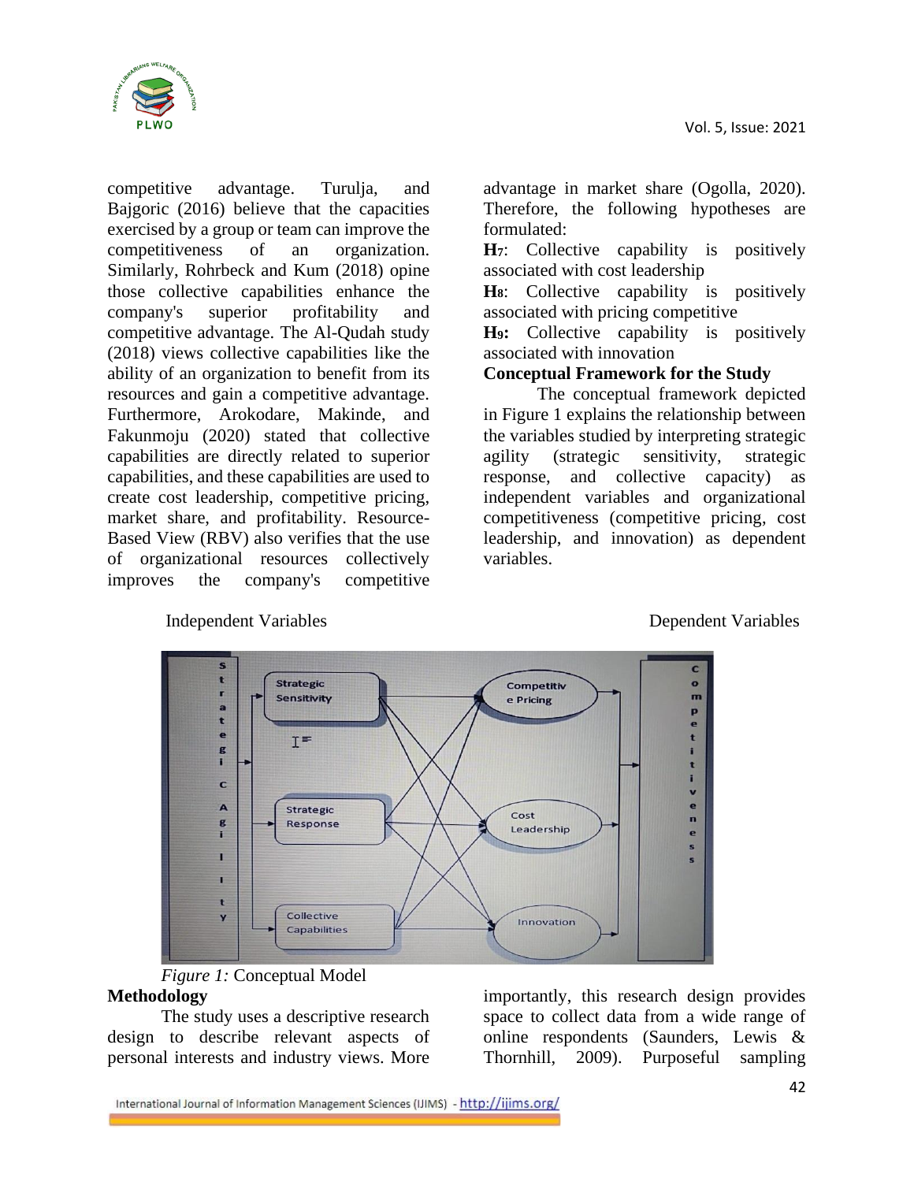competitive advantage. Turulja, and Bajgoric (2016) believe that the capacities exercised by a group or team can improve the competitiveness of an organization. Similarly, Rohrbeck and Kum (2018) opine those collective capabilities enhance the company's superior profitability and competitive advantage. The Al-Qudah study (2018) views collective capabilities like the ability of an organization to benefit from its resources and gain a competitive advantage. Furthermore, Arokodare, Makinde, and Fakunmoju (2020) stated that collective capabilities are directly related to superior capabilities, and these capabilities are used to create cost leadership, competitive pricing, market share, and profitability. Resource-Based View (RBV) also verifies that the use of organizational resources collectively improves the company's competitive advantage in market share (Ogolla, 2020). Therefore, the following hypotheses are formulated:

**$H_7$**: Collective capability is positively associated with cost leadership

**$H_8$**: Collective capability is positively associated with pricing competitive

**$H_9$:** Collective capability is positively associated with innovation

**Conceptual Framework for the Study**

The conceptual framework depicted in Figure 1 explains the relationship between the variables studied by interpreting strategic agility (strategic sensitivity, strategic response, and collective capacity) as independent variables and organizational competitiveness (competitive pricing, cost leadership, and innovation) as dependent variables.

Independent Variables Dependent Variables

*Figure 1:* Conceptual Model

**Methodology**

The study uses a descriptive research design to describe relevant aspects of personal interests and industry views. More importantly, this research design provides space to collect data from a wide range of online respondents (Saunders, Lewis & Thornhill, 2009). Purposeful sampling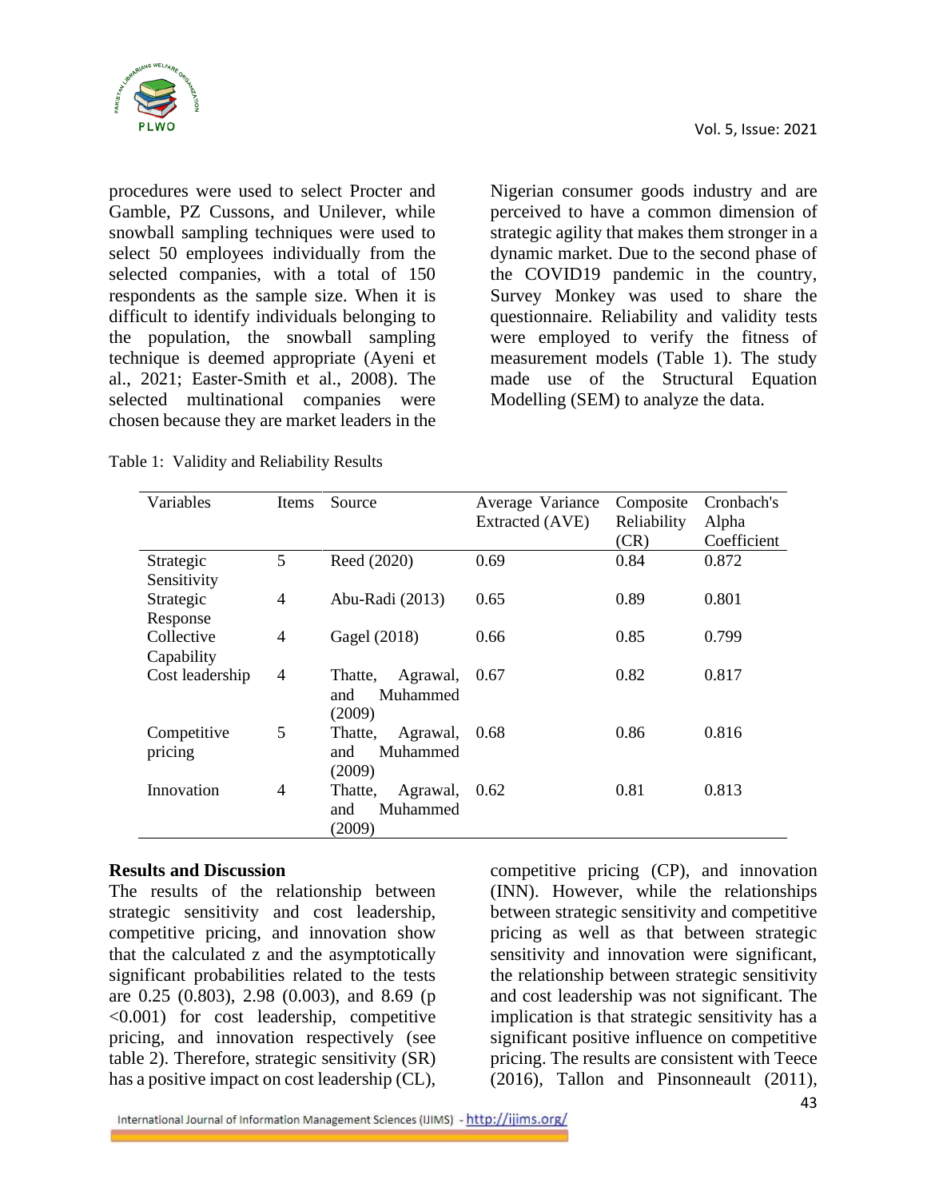procedures were used to select Procter and Gamble, PZ Cussons, and Unilever, while snowball sampling techniques were used to select 50 employees individually from the selected companies, with a total of 150 respondents as the sample size. When it is difficult to identify individuals belonging to the population, the snowball sampling technique is deemed appropriate (Ayeni et al., 2021; Easter-Smith et al., 2008). The selected multinational companies were chosen because they are market leaders in the Nigerian consumer goods industry and are perceived to have a common dimension of strategic agility that makes them stronger in a dynamic market. Due to the second phase of the COVID19 pandemic in the country, Survey Monkey was used to share the questionnaire. Reliability and validity tests were employed to verify the fitness of measurement models (Table 1). The study made use of the Structural Equation Modelling (SEM) to analyze the data.

Table 1: Validity and Reliability Results

| Variables | Items | Source | Average Variance Extracted (AVE) | Composite Reliability (CR) | Cronbach's Alpha Coefficient |
|---|---|---|---|---|---|
| Strategic Sensitivity | 5 | Reed (2020) | 0.69 | 0.84 | 0.872 |
| Strategic Response | 4 | Abu-Radi (2013) | 0.65 | 0.89 | 0.801 |
| Collective Capability | 4 | Gagel (2018) | 0.66 | 0.85 | 0.799 |
| Cost leadership | 4 | Thatte, Agrawal, and Muhammed (2009) | 0.67 | 0.82 | 0.817 |
| Competitive pricing | 5 | Thatte, Agrawal, and Muhammed (2009) | 0.68 | 0.86 | 0.816 |
| Innovation | 4 | Thatte, Agrawal, and Muhammed (2009) | 0.62 | 0.81 | 0.813 |

**Results and Discussion**

The results of the relationship between strategic sensitivity and cost leadership, competitive pricing, and innovation show that the calculated z and the asymptotically significant probabilities related to the tests are 0.25 (0.803), 2.98 (0.003), and 8.69 ($p < 0.001$) for cost leadership, competitive pricing, and innovation respectively (see table 2). Therefore, strategic sensitivity (SR) has a positive impact on cost leadership (CL), competitive pricing (CP), and innovation (INN). However, while the relationships between strategic sensitivity and competitive pricing as well as that between strategic sensitivity and innovation were significant, the relationship between strategic sensitivity and cost leadership was not significant. The implication is that strategic sensitivity has a significant positive influence on competitive pricing. The results are consistent with Teece (2016), Tallon and Pinsonneault (2011),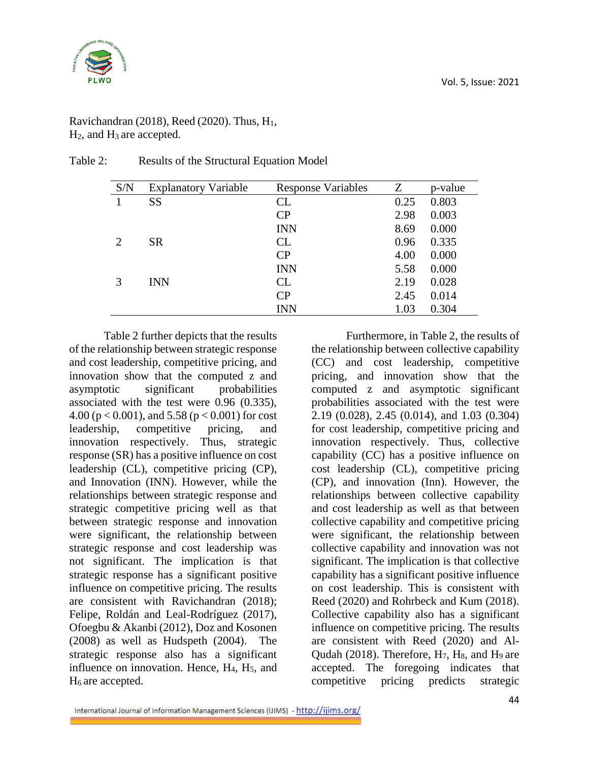Ravichandran (2018), Reed (2020). Thus, $H_1$, $H_2$, and $H_3$ are accepted.

Table 2: Results of the Structural Equation Model

| S/N | Explanatory Variable | Response Variables | Z | p-value |
|---|---|---|---|---|
| 1 | SS | CL | 0.25 | 0.803 |
| | | CP | 2.98 | 0.003 |
| | | INN | 8.69 | 0.000 |
| 2 | SR | CL | 0.96 | 0.335 |
| | | CP | 4.00 | 0.000 |
| | | INN | 5.58 | 0.000 |
| 3 | INN | CL | 2.19 | 0.028 |
| | | CP | 2.45 | 0.014 |
| | | INN | 1.03 | 0.304 |

Table 2 further depicts that the results of the relationship between strategic response and cost leadership, competitive pricing, and innovation show that the computed z and asymptotic significant probabilities associated with the test were 0.96 (0.335), 4.00 ($p < 0.001$), and 5.58 ($p < 0.001$) for cost leadership, competitive pricing, and innovation respectively. Thus, strategic response (SR) has a positive influence on cost leadership (CL), competitive pricing (CP), and Innovation (INN). However, while the relationships between strategic response and strategic competitive pricing well as that between strategic response and innovation were significant, the relationship between strategic response and cost leadership was not significant. The implication is that strategic response has a significant positive influence on competitive pricing. The results are consistent with Ravichandran (2018); Felipe, Roldán and Leal-Rodríguez (2017), Ofoegbu & Akanbi (2012), Doz and Kosonen (2008) as well as Hudspeth (2004). The strategic response also has a significant influence on innovation. Hence, $H_4$, $H_5$, and $H_6$ are accepted.

Furthermore, in Table 2, the results of the relationship between collective capability (CC) and cost leadership, competitive pricing, and innovation show that the computed z and asymptotic significant probabilities associated with the test were 2.19 (0.028), 2.45 (0.014), and 1.03 (0.304) for cost leadership, competitive pricing and innovation respectively. Thus, collective capability (CC) has a positive influence on cost leadership (CL), competitive pricing (CP), and innovation (Inn). However, the relationships between collective capability and cost leadership as well as that between collective capability and competitive pricing were significant, the relationship between collective capability and innovation was not significant. The implication is that collective capability has a significant positive influence on cost leadership. This is consistent with Reed (2020) and Rohrbeck and Kum (2018). Collective capability also has a significant influence on competitive pricing. The results are consistent with Reed (2020) and Al-Qudah (2018). Therefore, $H_7$, $H_8$, and $H_9$ are accepted. The foregoing indicates that competitive pricing predicts strategic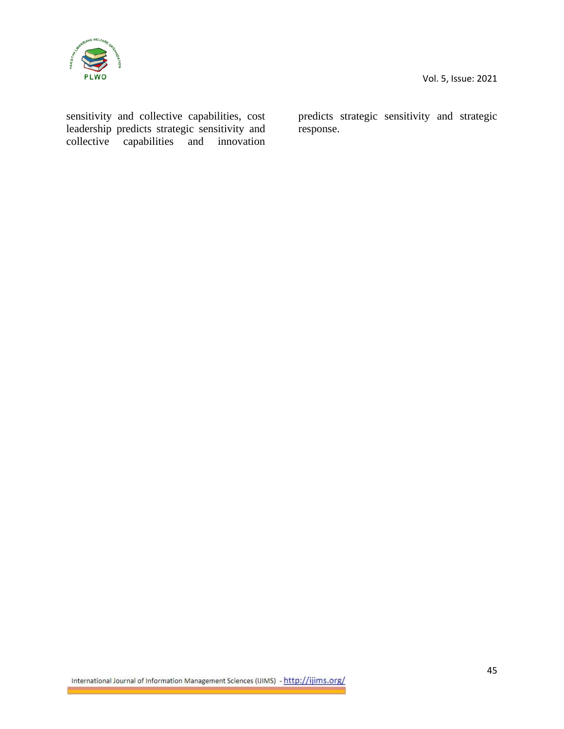sensitivity and collective capabilities, cost leadership predicts strategic sensitivity and collective capabilities and innovation predicts strategic sensitivity and strategic response.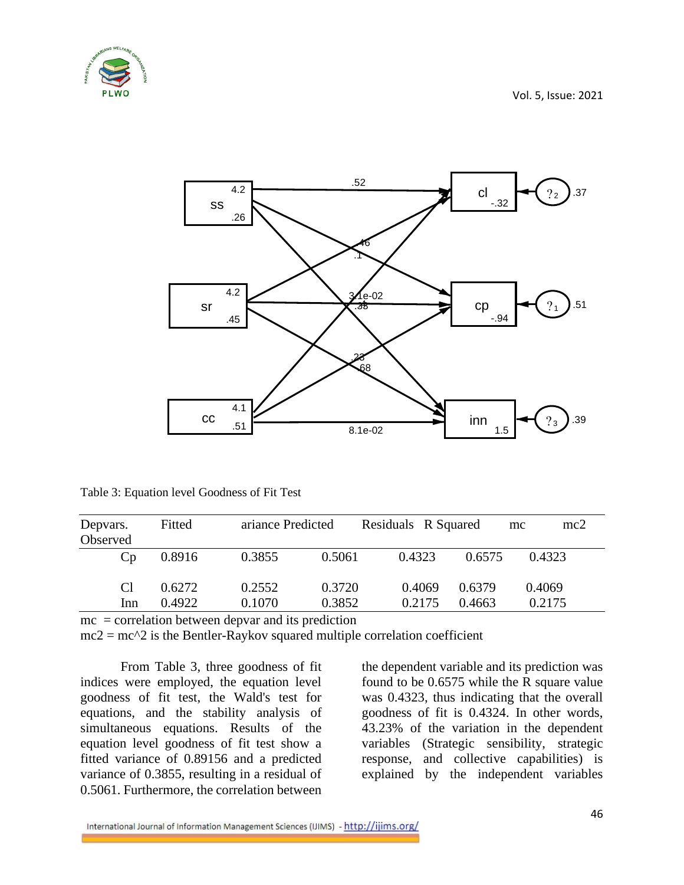Table 3: Equation level Goodness of Fit Test

| Depvars. Observed | Fitted | ariance Predicted | Residuals | R Squared | mc | mc2 |
|---|---|---|---|---|---|---|
| Cp | 0.8916 | 0.3855 | 0.5061 | 0.4323 | 0.6575 | 0.4323 |
| Cl | 0.6272 | 0.2552 | 0.3720 | 0.4069 | 0.6379 | 0.4069 |
| Inn | 0.4922 | 0.1070 | 0.3852 | 0.2175 | 0.4663 | 0.2175 |

mc = correlation between depvar and its prediction

mc2 = mc^2 is the Bentler-Raykov squared multiple correlation coefficient

From Table 3, three goodness of fit indices were employed, the equation level goodness of fit test, the Wald's test for equations, and the stability analysis of simultaneous equations. Results of the equation level goodness of fit test show a fitted variance of 0.89156 and a predicted variance of 0.3855, resulting in a residual of 0.5061. Furthermore, the correlation between the dependent variable and its prediction was found to be 0.6575 while the R square value was 0.4323, thus indicating that the overall goodness of fit is 0.4324. In other words, 43.23% of the variation in the dependent variables (Strategic sensibility, strategic response, and collective capabilities) is explained by the independent variables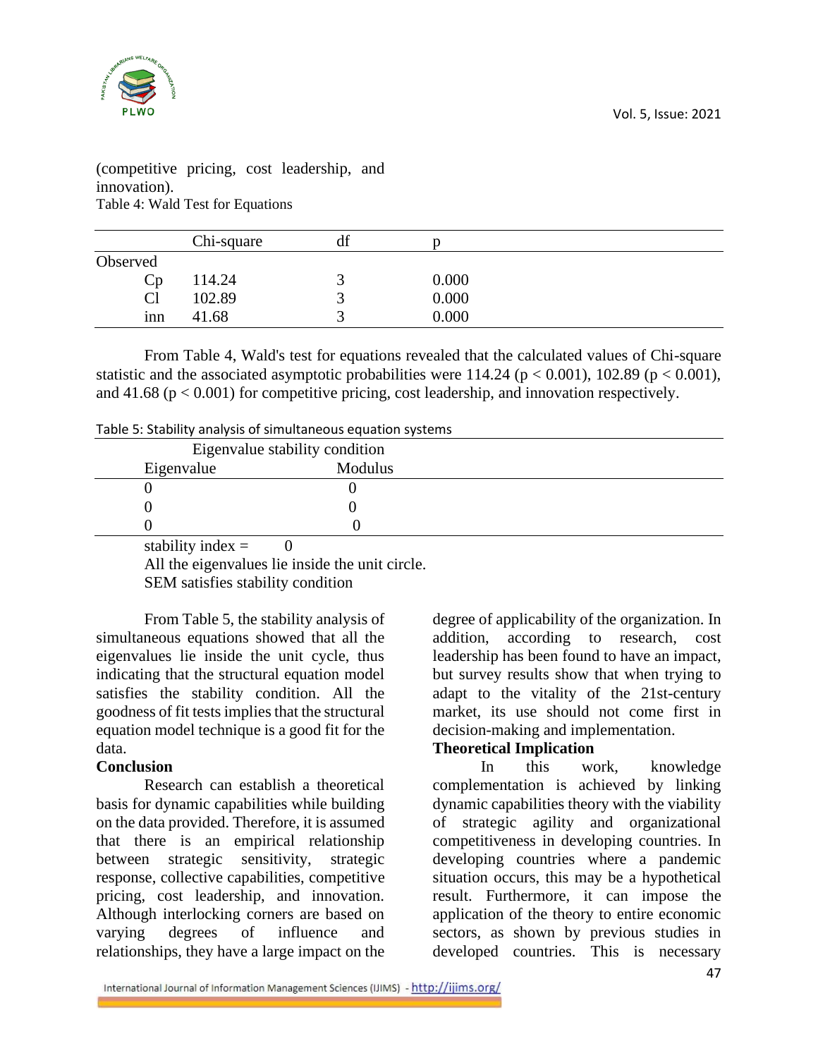(competitive pricing, cost leadership, and innovation).

Table 4: Wald Test for Equations

| | Chi-square | df | p |
|---|---|---|---|
| Observed | | | |
| Cp | 114.24 | 3 | 0.000 |
| Cl | 102.89 | 3 | 0.000 |
| inn | 41.68 | 3 | 0.000 |

From Table 4, Wald's test for equations revealed that the calculated values of Chi-square statistic and the associated asymptotic probabilities were 114.24 ($p < 0.001$), 102.89 ($p < 0.001$), and 41.68 ($p < 0.001$) for competitive pricing, cost leadership, and innovation respectively.

Table 5: Stability analysis of simultaneous equation systems

| Eigenvalue stability condition | |
|---|---|
| Eigenvalue | Modulus |
| 0 | 0 |
| 0 | 0 |
| 0 | 0 |

stability index = 0

All the eigenvalues lie inside the unit circle.

SEM satisfies stability condition

From Table 5, the stability analysis of simultaneous equations showed that all the eigenvalues lie inside the unit cycle, thus indicating that the structural equation model satisfies the stability condition. All the goodness of fit tests implies that the structural equation model technique is a good fit for the data.

**Conclusion**

Research can establish a theoretical basis for dynamic capabilities while building on the data provided. Therefore, it is assumed that there is an empirical relationship between strategic sensitivity, strategic response, collective capabilities, competitive pricing, cost leadership, and innovation. Although interlocking corners are based on varying degrees of influence and relationships, they have a large impact on the degree of applicability of the organization. In addition, according to research, cost leadership has been found to have an impact, but survey results show that when trying to adapt to the vitality of the 21st-century market, its use should not come first in decision-making and implementation.

**Theoretical Implication**

In this work, knowledge complementation is achieved by linking dynamic capabilities theory with the viability of strategic agility and organizational competitiveness in developing countries. In developing countries where a pandemic situation occurs, this may be a hypothetical result. Furthermore, it can impose the application of the theory to entire economic sectors, as shown by previous studies in developed countries. This is necessary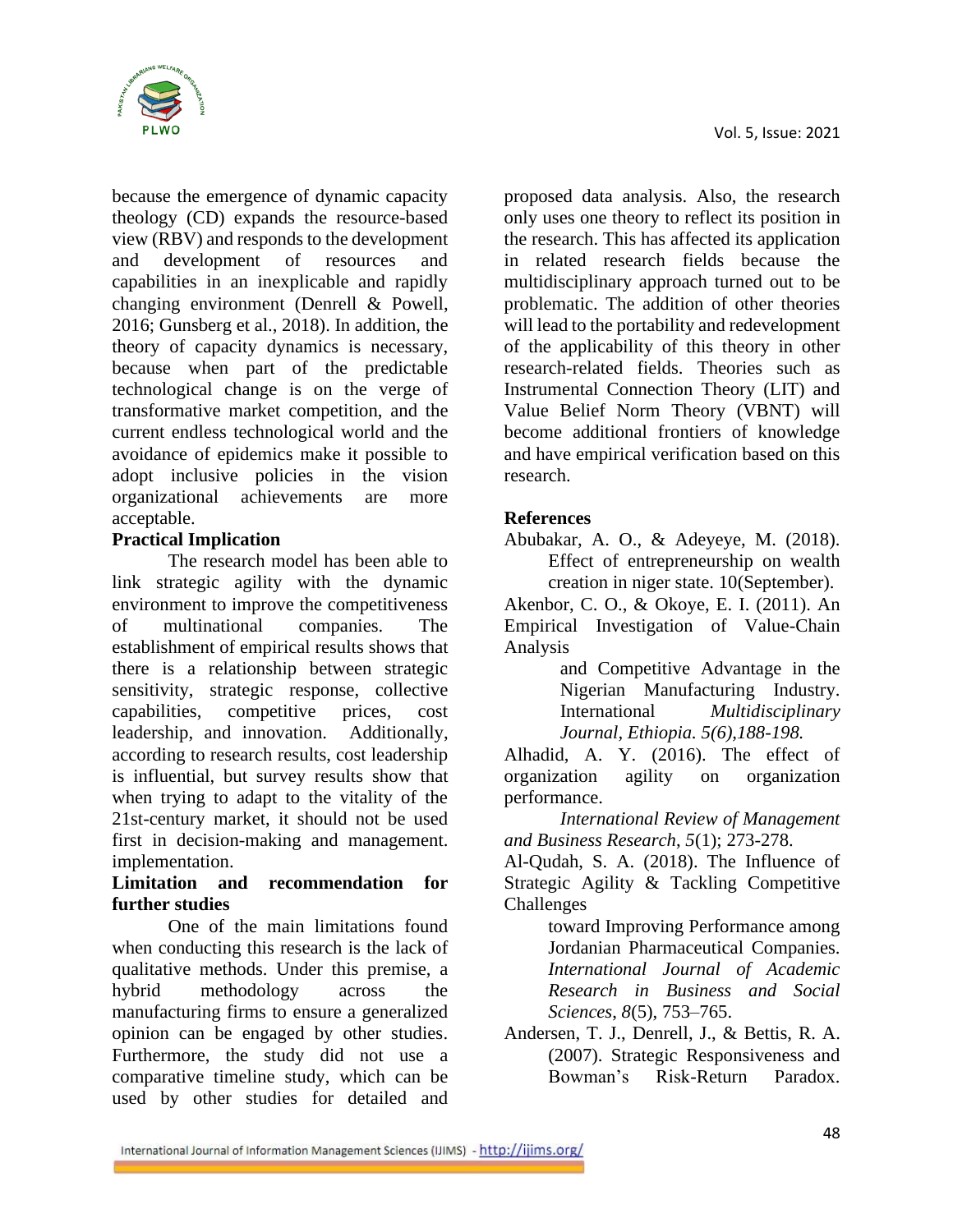because the emergence of dynamic capacity theology (CD) expands the resource-based view (RBV) and responds to the development and development of resources and capabilities in an inexplicable and rapidly changing environment (Denrell & Powell, 2016; Gunsberg et al., 2018). In addition, the theory of capacity dynamics is necessary, because when part of the predictable technological change is on the verge of transformative market competition, and the current endless technological world and the avoidance of epidemics make it possible to adopt inclusive policies in the vision organizational achievements are more acceptable.

**Practical Implication**

The research model has been able to link strategic agility with the dynamic environment to improve the competitiveness of multinational companies. The establishment of empirical results shows that there is a relationship between strategic sensitivity, strategic response, collective capabilities, competitive prices, cost leadership, and innovation. Additionally, according to research results, cost leadership is influential, but survey results show that when trying to adapt to the vitality of the 21st-century market, it should not be used first in decision-making and management. implementation.

**Limitation and recommendation for further studies**

One of the main limitations found when conducting this research is the lack of qualitative methods. Under this premise, a hybrid methodology across the manufacturing firms to ensure a generalized opinion can be engaged by other studies. Furthermore, the study did not use a comparative timeline study, which can be used by other studies for detailed and proposed data analysis. Also, the research only uses one theory to reflect its position in the research. This has affected its application in related research fields because the multidisciplinary approach turned out to be problematic. The addition of other theories will lead to the portability and redevelopment of the applicability of this theory in other research-related fields. Theories such as Instrumental Connection Theory (LIT) and Value Belief Norm Theory (VBNT) will become additional frontiers of knowledge and have empirical verification based on this research.

**References**

Abubakar, A. O., & Adeyeye, M. (2018). Effect of entrepreneurship on wealth creation in niger state. 10(September).

Akenbor, C. O., & Okoye, E. I. (2011). An Empirical Investigation of Value-Chain Analysis and Competitive Advantage in the Nigerian Manufacturing Industry. International *Multidisciplinary Journal, Ethiopia. 5(6),188-198.*

Alhadid, A. Y. (2016). The effect of organization agility on organization performance. *International Review of Management and Business Research*, *5*(1); 273-278.

Al-Qudah, S. A. (2018). The Influence of Strategic Agility & Tackling Competitive Challenges toward Improving Performance among Jordanian Pharmaceutical Companies. *International Journal of Academic Research in Business and Social Sciences*, *8*(5), 753–765.

Andersen, T. J., Denrell, J., & Bettis, R. A. (2007). Strategic Responsiveness and Bowman's Risk-Return Paradox.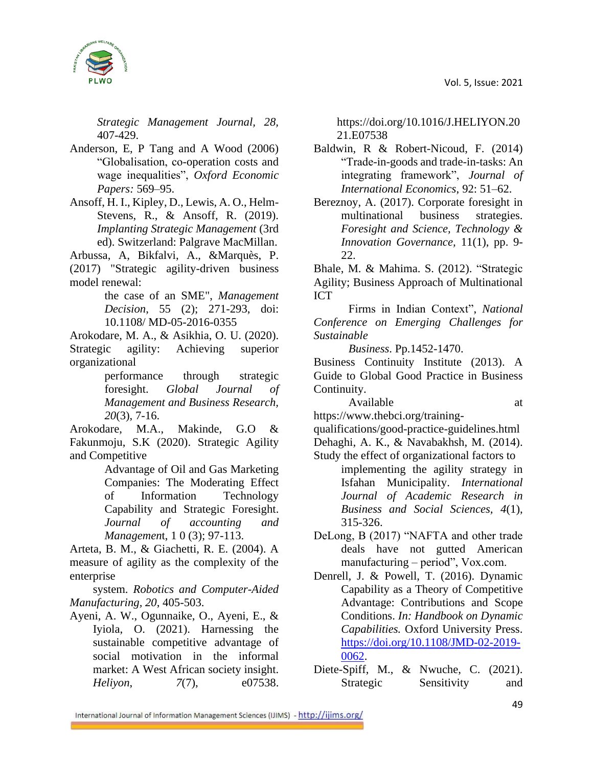*Strategic Management Journal, 28*, 407-429.

Anderson, E, P Tang and A Wood (2006) "Globalisation, co-operation costs and wage inequalities", *Oxford Economic Papers:* 569–95.

Ansoff, H. I., Kipley, D., Lewis, A. O., Helm-Stevens, R., & Ansoff, R. (2019). *Implanting Strategic Management* (3rd ed). Switzerland: Palgrave MacMillan.

Arbussa, A, Bikfalvi, A., &Marquès, P. (2017) "Strategic agility-driven business model renewal: the case of an SME", *Management Decision*, 55 (2); 271-293, doi: 10.1108/ MD-05-2016-0355

Arokodare, M. A., & Asikhia, O. U. (2020). Strategic agility: Achieving superior organizational performance through strategic foresight. *Global Journal of Management and Business Research, 20*(3), 7-16.

Arokodare, M.A., Makinde, G.O & Fakunmoju, S.K (2020). Strategic Agility and Competitive Advantage of Oil and Gas Marketing Companies: The Moderating Effect of Information Technology Capability and Strategic Foresight. *Journal of accounting and Management*, 1 0 (3); 97-113.

Arteta, B. M., & Giachetti, R. E. (2004). A measure of agility as the complexity of the enterprise system. *Robotics and Computer-Aided Manufacturing, 20*, 405-503.

Ayeni, A. W., Ogunnaike, O., Ayeni, E., & Iyiola, O. (2021). Harnessing the sustainable competitive advantage of social motivation in the informal market: A West African society insight. *Heliyon*, *7*(7), e07538. https://doi.org/10.1016/J.HELIYON.2021.E07538

Baldwin, R & Robert-Nicoud, F. (2014) "Trade-in-goods and trade-in-tasks: An integrating framework", *Journal of International Economics*, 92: 51–62.

Bereznoy, A. (2017). Corporate foresight in multinational business strategies. *Foresight and Science, Technology & Innovation Governance,* 11(1), pp. 9-22.

Bhale, M. & Mahima. S. (2012). "Strategic Agility; Business Approach of Multinational ICT Firms in Indian Context", *National Conference on Emerging Challenges for Sustainable Business*. Pp.1452-1470.

Business Continuity Institute (2013). A Guide to Global Good Practice in Business Continuity. Available at https://www.thebci.org/training-qualifications/good-practice-guidelines.html

Dehaghi, A. K., & Navabakhsh, M. (2014). Study the effect of organizational factors to implementing the agility strategy in Isfahan Municipality. *International Journal of Academic Research in Business and Social Sciences, 4*(1), 315-326.

DeLong, B (2017) "NAFTA and other trade deals have not gutted American manufacturing – period", Vox.com.

Denrell, J. & Powell, T. (2016). Dynamic Capability as a Theory of Competitive Advantage: Contributions and Scope Conditions. *In: Handbook on Dynamic Capabilities.* Oxford University Press. https://doi.org/10.1108/JMD-02-2019-0062.

Diete-Spiff, M., & Nwuche, C. (2021). Strategic Sensitivity and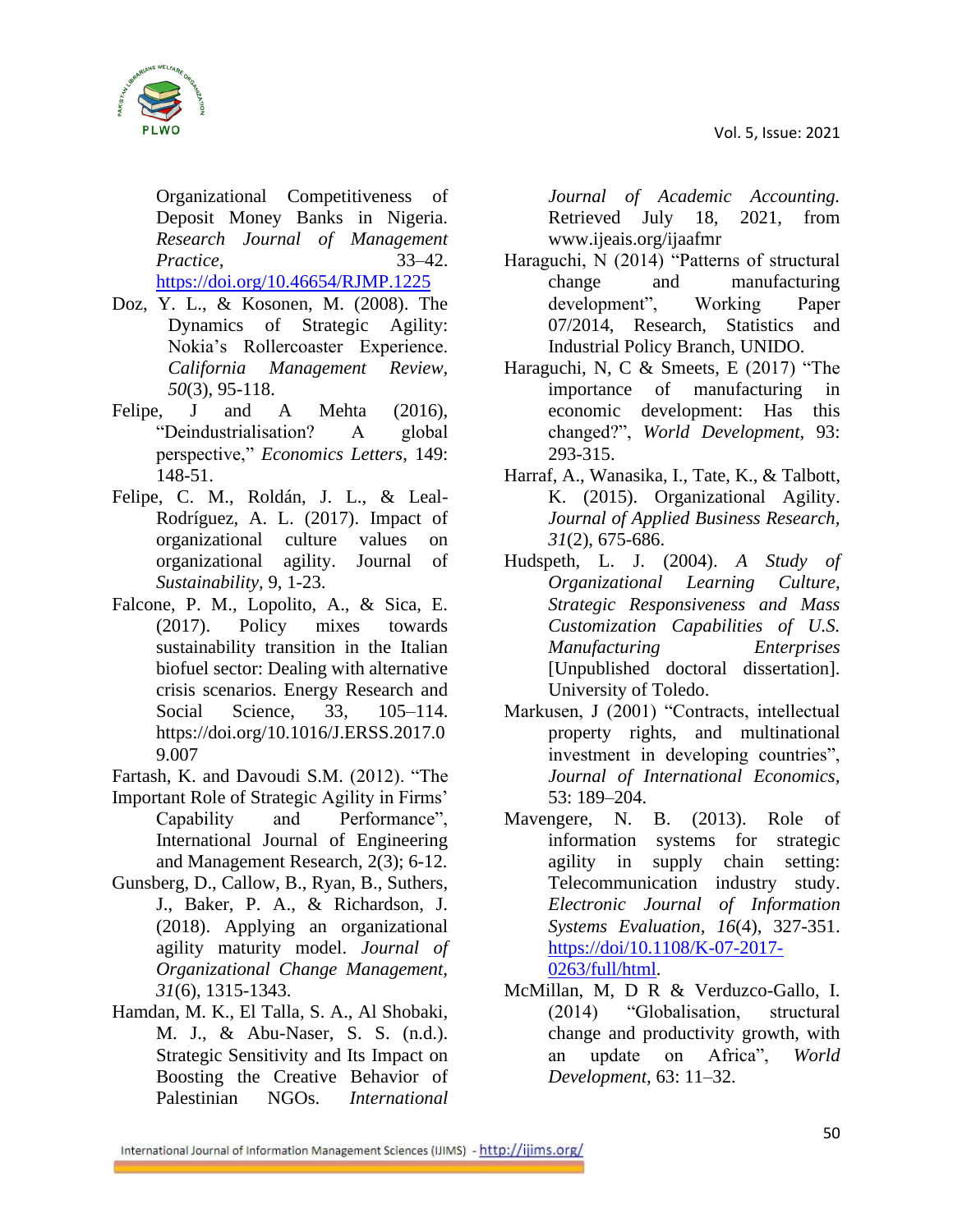Organizational Competitiveness of Deposit Money Banks in Nigeria. *Research Journal of Management Practice*, 33–42. https://doi.org/10.46654/RJMP.1225

Doz, Y. L., & Kosonen, M. (2008). The Dynamics of Strategic Agility: Nokia's Rollercoaster Experience. *California Management Review*, *50*(3), 95-118.

Felipe, J and A Mehta (2016), "Deindustrialisation? A global perspective," *Economics Letters*, 149: 148-51.

Felipe, C. M., Roldán, J. L., & Leal-Rodríguez, A. L. (2017). Impact of organizational culture values on organizational agility. Journal of *Sustainability*, 9, 1-23.

Falcone, P. M., Lopolito, A., & Sica, E. (2017). Policy mixes towards sustainability transition in the Italian biofuel sector: Dealing with alternative crisis scenarios. Energy Research and Social Science, 33, 105–114. https://doi.org/10.1016/J.ERSS.2017.09.007

Fartash, K. and Davoudi S.M. (2012). "The Important Role of Strategic Agility in Firms' Capability and Performance", International Journal of Engineering and Management Research, 2(3); 6-12.

Gunsberg, D., Callow, B., Ryan, B., Suthers, J., Baker, P. A., & Richardson, J. (2018). Applying an organizational agility maturity model. *Journal of Organizational Change Management*, *31*(6), 1315-1343.

Hamdan, M. K., El Talla, S. A., Al Shobaki, M. J., & Abu-Naser, S. S. (n.d.). Strategic Sensitivity and Its Impact on Boosting the Creative Behavior of Palestinian NGOs. *International Journal of Academic Accounting.* Retrieved July 18, 2021, from www.ijeais.org/ijaafmr

Haraguchi, N (2014) "Patterns of structural change and manufacturing development", Working Paper 07/2014, Research, Statistics and Industrial Policy Branch, UNIDO.

Haraguchi, N, C & Smeets, E (2017) "The importance of manufacturing in economic development: Has this changed?", *World Development*, 93: 293-315.

Harraf, A., Wanasika, I., Tate, K., & Talbott, K. (2015). Organizational Agility. *Journal of Applied Business Research*, *31*(2), 675-686.

Hudspeth, L. J. (2004). *A Study of Organizational Learning Culture, Strategic Responsiveness and Mass Customization Capabilities of U.S. Manufacturing Enterprises* [Unpublished doctoral dissertation]. University of Toledo.

Markusen, J (2001) "Contracts, intellectual property rights, and multinational investment in developing countries", *Journal of International Economics*, 53: 189–204.

Mavengere, N. B. (2013). Role of information systems for strategic agility in supply chain setting: Telecommunication industry study. *Electronic Journal of Information Systems Evaluation*, *16*(4), 327-351. https://doi/10.1108/K-07-2017-0263/full/html.

McMillan, M, D R & Verduzco-Gallo, I. (2014) "Globalisation, structural change and productivity growth, with an update on Africa", *World Development*, 63: 11–32.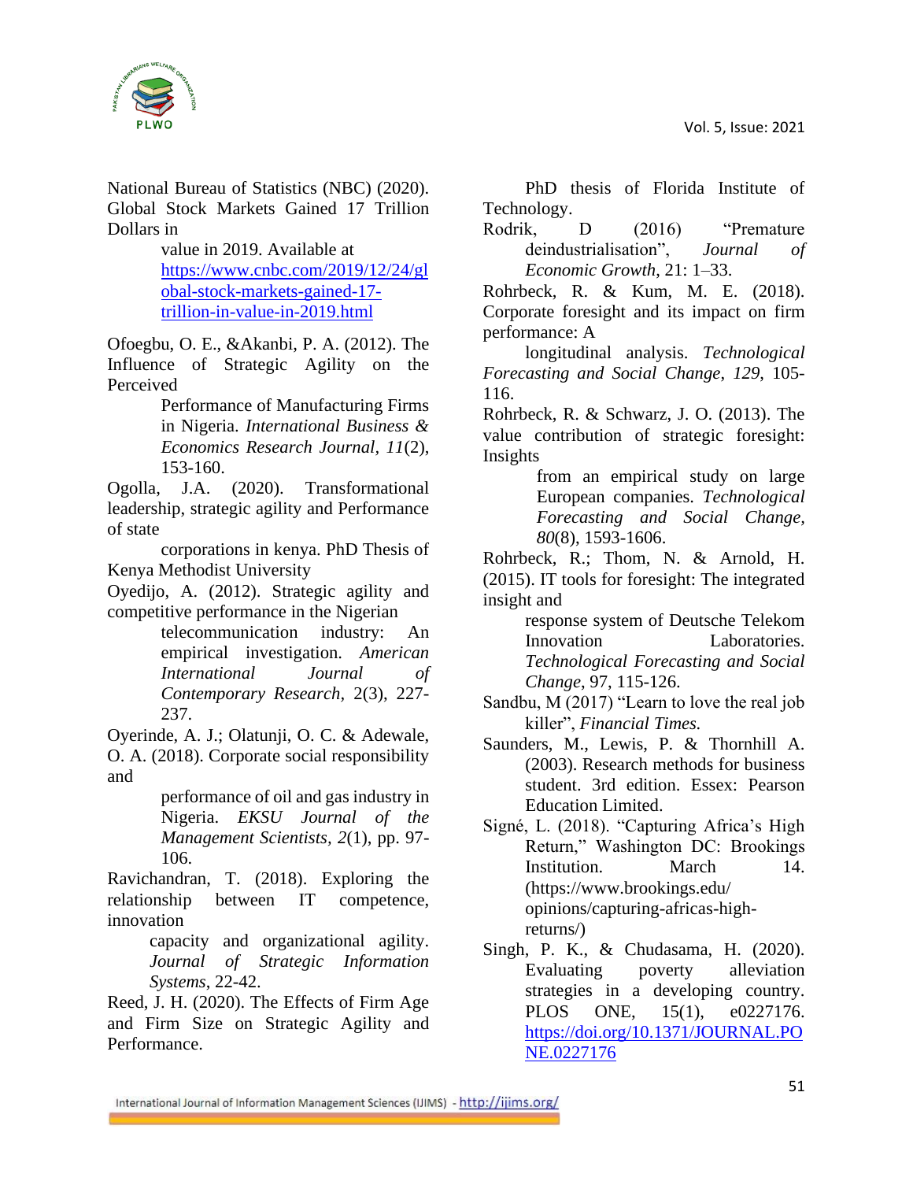National Bureau of Statistics (NBC) (2020). Global Stock Markets Gained 17 Trillion Dollars in value in 2019. Available at https://www.cnbc.com/2019/12/24/global-stock-markets-gained-17-trillion-in-value-in-2019.html

Ofoegbu, O. E., &Akanbi, P. A. (2012). The Influence of Strategic Agility on the Perceived Performance of Manufacturing Firms in Nigeria. *International Business & Economics Research Journal, 11*(2), 153-160.

Ogolla, J.A. (2020). Transformational leadership, strategic agility and Performance of state corporations in kenya. PhD Thesis of Kenya Methodist University

Oyedijo, A. (2012). Strategic agility and competitive performance in the Nigerian telecommunication industry: An empirical investigation. *American International Journal of Contemporary Research*, 2(3), 227-237.

Oyerinde, A. J.; Olatunji, O. C. & Adewale, O. A. (2018). Corporate social responsibility and performance of oil and gas industry in Nigeria. *EKSU Journal of the Management Scientists*, *2*(1), pp. 97-106.

Ravichandran, T. (2018). Exploring the relationship between IT competence, innovation capacity and organizational agility. *Journal of Strategic Information Systems*, 22-42.

Reed, J. H. (2020). The Effects of Firm Age and Firm Size on Strategic Agility and Performance. PhD thesis of Florida Institute of Technology.

Rodrik, D (2016) "Premature deindustrialisation", *Journal of Economic Growth*, 21: 1–33.

Rohrbeck, R. & Kum, M. E. (2018). Corporate foresight and its impact on firm performance: A longitudinal analysis. *Technological Forecasting and Social Change, 129*, 105-116.

Rohrbeck, R. & Schwarz, J. O. (2013). The value contribution of strategic foresight: Insights from an empirical study on large European companies. *Technological Forecasting and Social Change, 80*(8), 1593-1606.

Rohrbeck, R.; Thom, N. & Arnold, H. (2015). IT tools for foresight: The integrated insight and response system of Deutsche Telekom Innovation Laboratories. *Technological Forecasting and Social Change*, 97, 115-126.

Sandbu, M (2017) "Learn to love the real job killer", *Financial Times.*

Saunders, M., Lewis, P. & Thornhill A. (2003). Research methods for business student. 3rd edition. Essex: Pearson Education Limited.

Signé, L. (2018). "Capturing Africa's High Return," Washington DC: Brookings Institution. March 14. (https://www.brookings.edu/ opinions/capturing-africas-high-returns/)

Singh, P. K., & Chudasama, H. (2020). Evaluating poverty alleviation strategies in a developing country. PLOS ONE, 15(1), e0227176. https://doi.org/10.1371/JOURNAL.PONE.0227176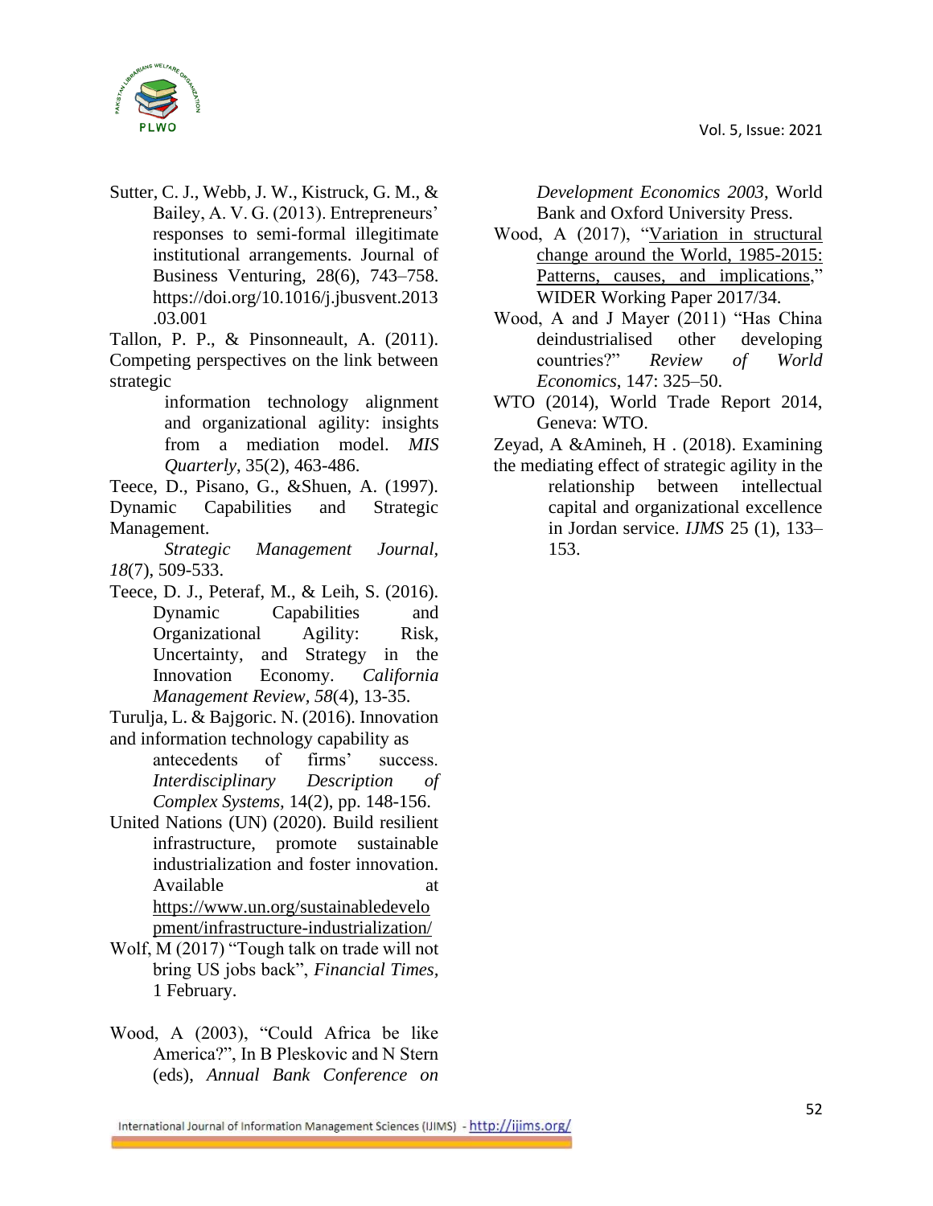Sutter, C. J., Webb, J. W., Kistruck, G. M., & Bailey, A. V. G. (2013). Entrepreneurs' responses to semi-formal illegitimate institutional arrangements. Journal of Business Venturing, 28(6), 743–758. https://doi.org/10.1016/j.jbusvent.2013.03.001

Tallon, P. P., & Pinsonneault, A. (2011). Competing perspectives on the link between strategic information technology alignment and organizational agility: insights from a mediation model. *MIS Quarterly*, 35(2), 463-486.

Teece, D., Pisano, G., &Shuen, A. (1997). Dynamic Capabilities and Strategic Management. *Strategic Management Journal, 18*(7), 509-533.

Teece, D. J., Peteraf, M., & Leih, S. (2016). Dynamic Capabilities and Organizational Agility: Risk, Uncertainty, and Strategy in the Innovation Economy. *California Management Review*, *58*(4), 13-35.

Turulja, L. & Bajgoric. N. (2016). Innovation and information technology capability as antecedents of firms' success. *Interdisciplinary Description of Complex Systems,* 14(2), pp. 148-156.

United Nations (UN) (2020). Build resilient infrastructure, promote sustainable industrialization and foster innovation. Available at https://www.un.org/sustainabledevelopment/infrastructure-industrialization/

Wolf, M (2017) "Tough talk on trade will not bring US jobs back", *Financial Times*, 1 February.

Wood, A (2003), "Could Africa be like America?", In B Pleskovic and N Stern (eds), *Annual Bank Conference on Development Economics 2003*, World Bank and Oxford University Press.

Wood, A (2017), "Variation in structural change around the World, 1985-2015: Patterns, causes, and implications," WIDER Working Paper 2017/34.

Wood, A and J Mayer (2011) "Has China deindustrialised other developing countries?" *Review of World Economics*, 147: 325–50.

WTO (2014), World Trade Report 2014, Geneva: WTO.

Zeyad, A &Amineh, H . (2018). Examining the mediating effect of strategic agility in the relationship between intellectual capital and organizational excellence in Jordan service. *IJMS* 25 (1), 133–153.